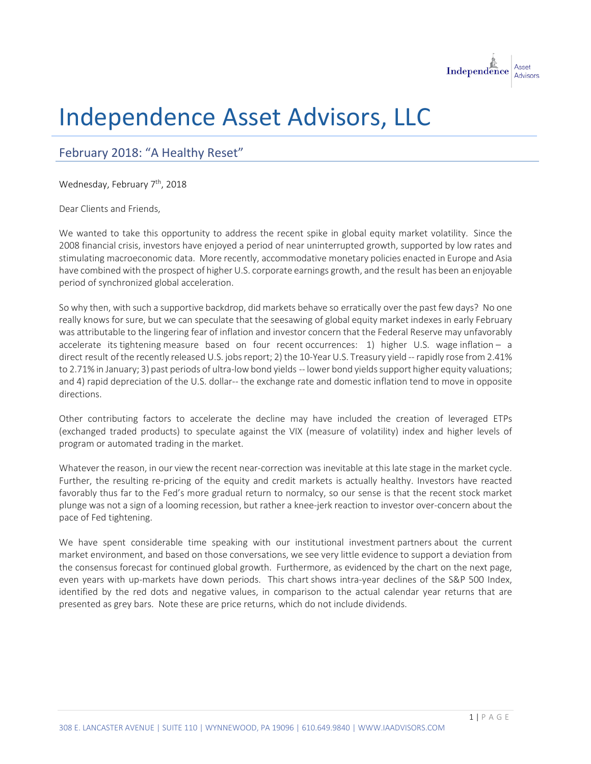# Independence Asset Advisors, LLC

## February 2018: "A Healthy Reset"

Wednesday, February 7th, 2018

Dear Clients and Friends,

We wanted to take this opportunity to address the recent spike in global equity market volatility. Since the 2008 financial crisis, investors have enjoyed a period of near uninterrupted growth, supported by low rates and stimulating macroeconomic data. More recently, accommodative monetary policies enacted in Europe and Asia have combined with the prospect of higher U.S. corporate earnings growth, and the result has been an enjoyable period of synchronized global acceleration.

So why then, with such a supportive backdrop, did markets behave so erratically over the past few days? No one really knows for sure, but we can speculate that the seesawing of global equity market indexes in early February was attributable to the lingering fear of inflation and investor concern that the Federal Reserve may unfavorably accelerate its tightening measure based on four recent occurrences: 1) higher U.S. wage inflation – a direct result of the recently released U.S. jobs report; 2) the 10-Year U.S. Treasury yield -- rapidly rose from 2.41% to 2.71% in January; 3) past periods of ultra-low bond yields -- lower bond yields support higher equity valuations; and 4) rapid depreciation of the U.S. dollar-- the exchange rate and domestic inflation tend to move in opposite directions.

Other contributing factors to accelerate the decline may have included the creation of leveraged ETPs (exchanged traded products) to speculate against the VIX (measure of volatility) index and higher levels of program or automated trading in the market.

Whatever the reason, in our view the recent near-correction was inevitable at this late stage in the market cycle. Further, the resulting re-pricing of the equity and credit markets is actually healthy. Investors have reacted favorably thus far to the Fed's more gradual return to normalcy, so our sense is that the recent stock market plunge was not a sign of a looming recession, but rather a knee-jerk reaction to investor over-concern about the pace of Fed tightening.

We have spent considerable time speaking with our institutional investment partners about the current market environment, and based on those conversations, we see very little evidence to support a deviation from the consensus forecast for continued global growth. Furthermore, as evidenced by the chart on the next page, even years with up-markets have down periods. This chart shows intra-year declines of the S&P 500 Index, identified by the red dots and negative values, in comparison to the actual calendar year returns that are presented as grey bars. Note these are price returns, which do not include dividends.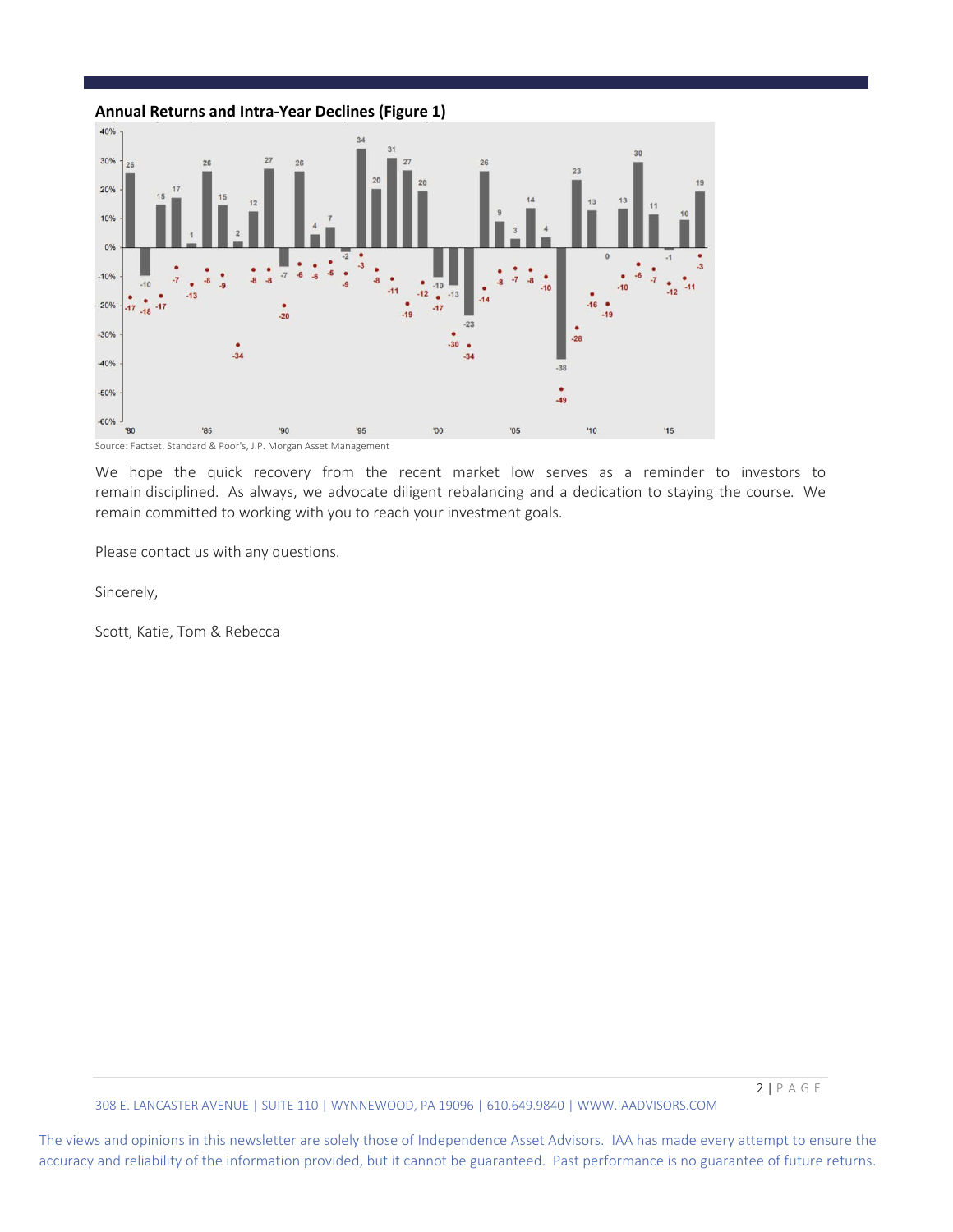**Annual Returns and Intra-Year Declines (Figure 1)**

40%
30%
20%
10%
0%
-10%
-20%
-30%
-40%
-50%
-60%

26 -10 15 17 1 26 15 2 12 27 -7 26 4 7 -2 34 20 31 27 20 -10 -13 -23 26 9 3 14 4 -38 23 13 0 13 30 11 -1 10 19

-17 -18 -17 -7 -13 -8 -9 -34 -8 -8 -20 -6 -6 -5 -9 -3 -8 -11 -19 -12 -17 -30 -34 -14 -8 -7 -8 -10 -49 -28 -16 -19 -10 -6 -7 -12 -11 -3

'80 '85 '90 '95 '00 '05 '10 '15

Source: Factset, Standard & Poor's, J.P. Morgan Asset Management

We hope the quick recovery from the recent market low serves as a reminder to investors to remain disciplined. As always, we advocate diligent rebalancing and a dedication to staying the course. We remain committed to working with you to reach your investment goals.

Please contact us with any questions.

Sincerely,

Scott, Katie, Tom & Rebecca

308 E. LANCASTER AVENUE | SUITE 110 | WYNNEWOOD, PA 19096 | 610.649.9840 | WWW.IAADVISORS.COM

The views and opinions in this newsletter are solely those of Independence Asset Advisors. IAA has made every attempt to ensure the accuracy and reliability of the information provided, but it cannot be guaranteed. Past performance is no guarantee of future returns.